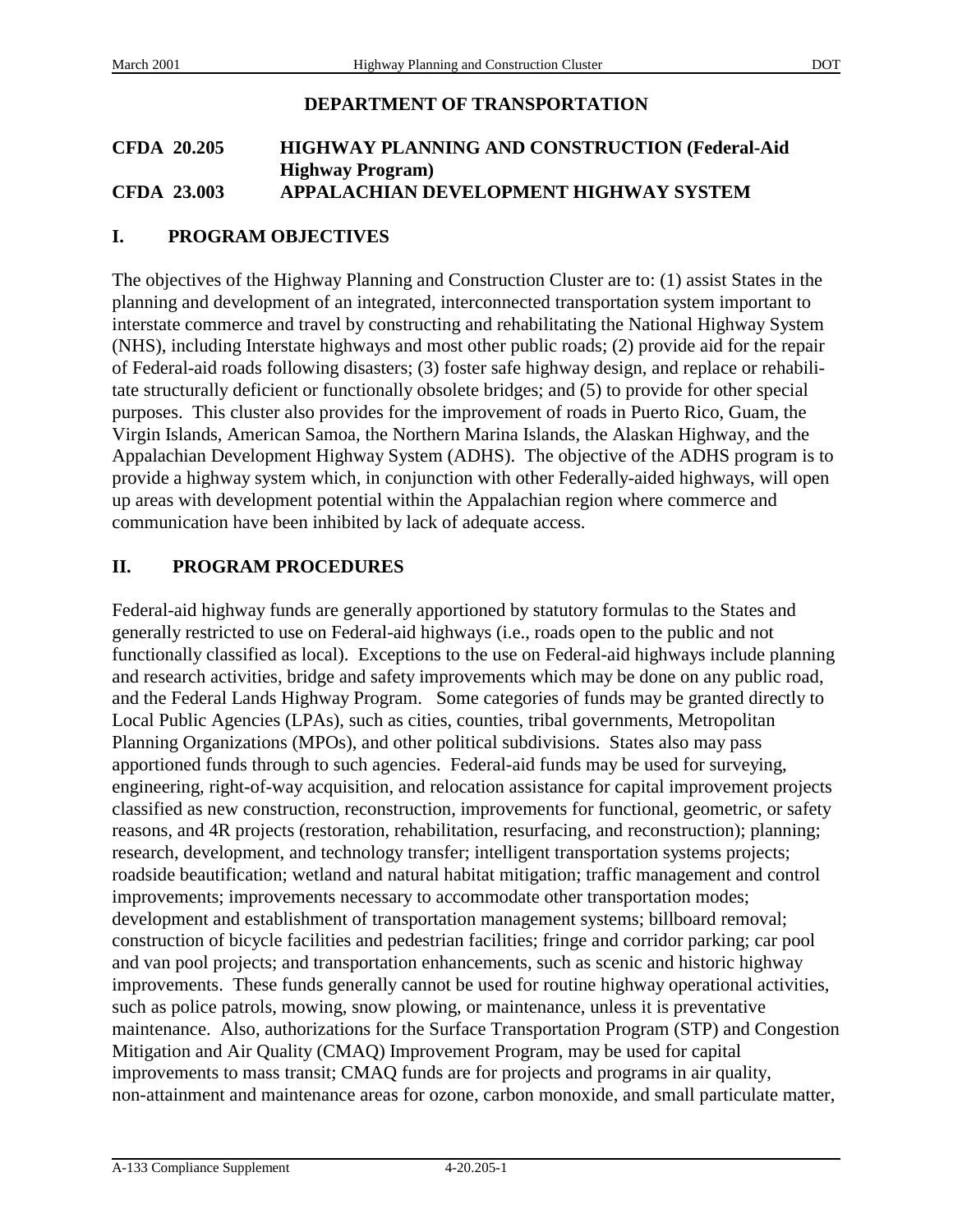# DEPARTMENT OF TRANSPORTATION

## CFDA 20.205 HIGHWAY PLANNING AND CONSTRUCTION (Federal-Aid Highway Program)
## CFDA 23.003 APPALACHIAN DEVELOPMENT HIGHWAY SYSTEM

## I. PROGRAM OBJECTIVES

The objectives of the Highway Planning and Construction Cluster are to: (1) assist States in the planning and development of an integrated, interconnected transportation system important to interstate commerce and travel by constructing and rehabilitating the National Highway System (NHS), including Interstate highways and most other public roads; (2) provide aid for the repair of Federal-aid roads following disasters; (3) foster safe highway design, and replace or rehabilitate structurally deficient or functionally obsolete bridges; and (5) to provide for other special purposes. This cluster also provides for the improvement of roads in Puerto Rico, Guam, the Virgin Islands, American Samoa, the Northern Marina Islands, the Alaskan Highway, and the Appalachian Development Highway System (ADHS). The objective of the ADHS program is to provide a highway system which, in conjunction with other Federally-aided highways, will open up areas with development potential within the Appalachian region where commerce and communication have been inhibited by lack of adequate access.

## II. PROGRAM PROCEDURES

Federal-aid highway funds are generally apportioned by statutory formulas to the States and generally restricted to use on Federal-aid highways (i.e., roads open to the public and not functionally classified as local). Exceptions to the use on Federal-aid highways include planning and research activities, bridge and safety improvements which may be done on any public road, and the Federal Lands Highway Program. Some categories of funds may be granted directly to Local Public Agencies (LPAs), such as cities, counties, tribal governments, Metropolitan Planning Organizations (MPOs), and other political subdivisions. States also may pass apportioned funds through to such agencies. Federal-aid funds may be used for surveying, engineering, right-of-way acquisition, and relocation assistance for capital improvement projects classified as new construction, reconstruction, improvements for functional, geometric, or safety reasons, and 4R projects (restoration, rehabilitation, resurfacing, and reconstruction); planning; research, development, and technology transfer; intelligent transportation systems projects; roadside beautification; wetland and natural habitat mitigation; traffic management and control improvements; improvements necessary to accommodate other transportation modes; development and establishment of transportation management systems; billboard removal; construction of bicycle facilities and pedestrian facilities; fringe and corridor parking; car pool and van pool projects; and transportation enhancements, such as scenic and historic highway improvements. These funds generally cannot be used for routine highway operational activities, such as police patrols, mowing, snow plowing, or maintenance, unless it is preventative maintenance. Also, authorizations for the Surface Transportation Program (STP) and Congestion Mitigation and Air Quality (CMAQ) Improvement Program, may be used for capital improvements to mass transit; CMAQ funds are for projects and programs in air quality, non-attainment and maintenance areas for ozone, carbon monoxide, and small particulate matter,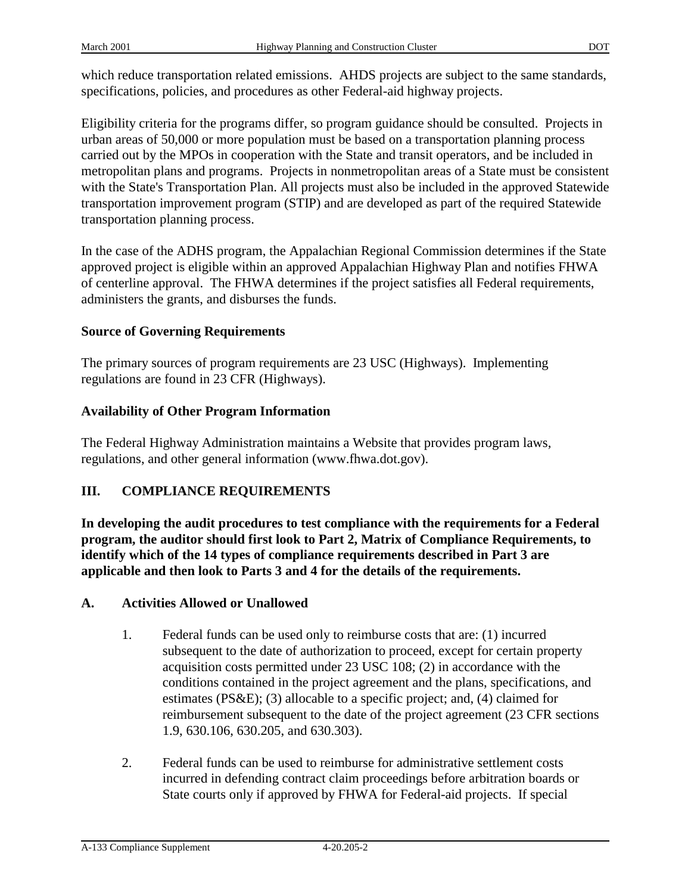which reduce transportation related emissions. AHDS projects are subject to the same standards, specifications, policies, and procedures as other Federal-aid highway projects.

Eligibility criteria for the programs differ, so program guidance should be consulted. Projects in urban areas of 50,000 or more population must be based on a transportation planning process carried out by the MPOs in cooperation with the State and transit operators, and be included in metropolitan plans and programs. Projects in nonmetropolitan areas of a State must be consistent with the State's Transportation Plan. All projects must also be included in the approved Statewide transportation improvement program (STIP) and are developed as part of the required Statewide transportation planning process.

In the case of the ADHS program, the Appalachian Regional Commission determines if the State approved project is eligible within an approved Appalachian Highway Plan and notifies FHWA of centerline approval. The FHWA determines if the project satisfies all Federal requirements, administers the grants, and disburses the funds.

**Source of Governing Requirements**

The primary sources of program requirements are 23 USC (Highways). Implementing regulations are found in 23 CFR (Highways).

**Availability of Other Program Information**

The Federal Highway Administration maintains a Website that provides program laws, regulations, and other general information (www.fhwa.dot.gov).

## III. COMPLIANCE REQUIREMENTS

**In developing the audit procedures to test compliance with the requirements for a Federal program, the auditor should first look to Part 2, Matrix of Compliance Requirements, to identify which of the 14 types of compliance requirements described in Part 3 are applicable and then look to Parts 3 and 4 for the details of the requirements.**

### A. Activities Allowed or Unallowed

1. Federal funds can be used only to reimburse costs that are: (1) incurred subsequent to the date of authorization to proceed, except for certain property acquisition costs permitted under 23 USC 108; (2) in accordance with the conditions contained in the project agreement and the plans, specifications, and estimates (PS&E); (3) allocable to a specific project; and, (4) claimed for reimbursement subsequent to the date of the project agreement (23 CFR sections 1.9, 630.106, 630.205, and 630.303).

2. Federal funds can be used to reimburse for administrative settlement costs incurred in defending contract claim proceedings before arbitration boards or State courts only if approved by FHWA for Federal-aid projects. If special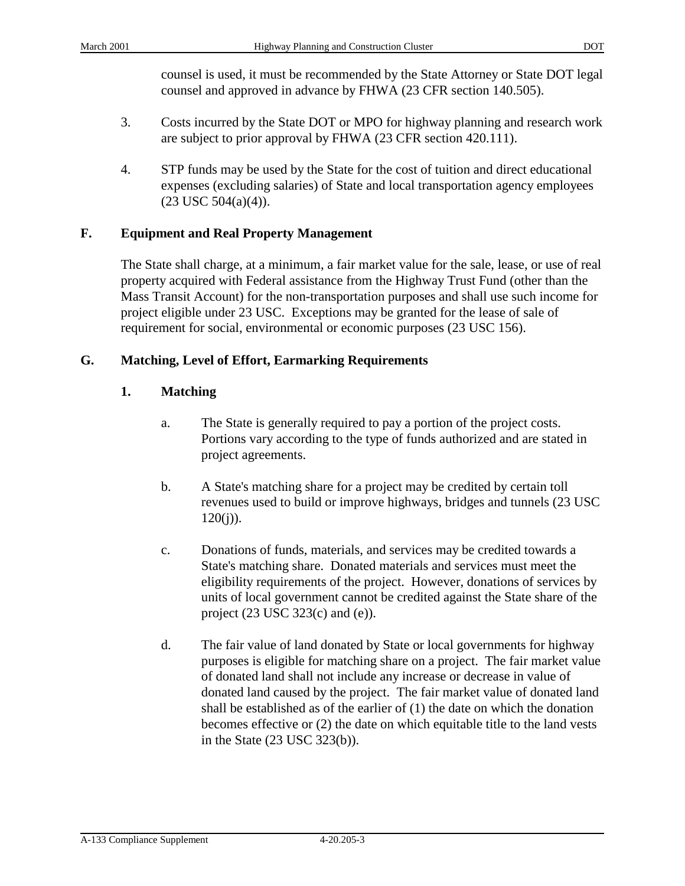counsel is used, it must be recommended by the State Attorney or State DOT legal counsel and approved in advance by FHWA (23 CFR section 140.505).

3. Costs incurred by the State DOT or MPO for highway planning and research work are subject to prior approval by FHWA (23 CFR section 420.111).

4. STP funds may be used by the State for the cost of tuition and direct educational expenses (excluding salaries) of State and local transportation agency employees (23 USC 504(a)(4)).

## F. Equipment and Real Property Management

The State shall charge, at a minimum, a fair market value for the sale, lease, or use of real property acquired with Federal assistance from the Highway Trust Fund (other than the Mass Transit Account) for the non-transportation purposes and shall use such income for project eligible under 23 USC. Exceptions may be granted for the lease of sale of requirement for social, environmental or economic purposes (23 USC 156).

## G. Matching, Level of Effort, Earmarking Requirements

### 1. Matching

a. The State is generally required to pay a portion of the project costs. Portions vary according to the type of funds authorized and are stated in project agreements.

b. A State's matching share for a project may be credited by certain toll revenues used to build or improve highways, bridges and tunnels (23 USC 120(j)).

c. Donations of funds, materials, and services may be credited towards a State's matching share. Donated materials and services must meet the eligibility requirements of the project. However, donations of services by units of local government cannot be credited against the State share of the project (23 USC 323(c) and (e)).

d. The fair value of land donated by State or local governments for highway purposes is eligible for matching share on a project. The fair market value of donated land shall not include any increase or decrease in value of donated land caused by the project. The fair market value of donated land shall be established as of the earlier of (1) the date on which the donation becomes effective or (2) the date on which equitable title to the land vests in the State (23 USC 323(b)).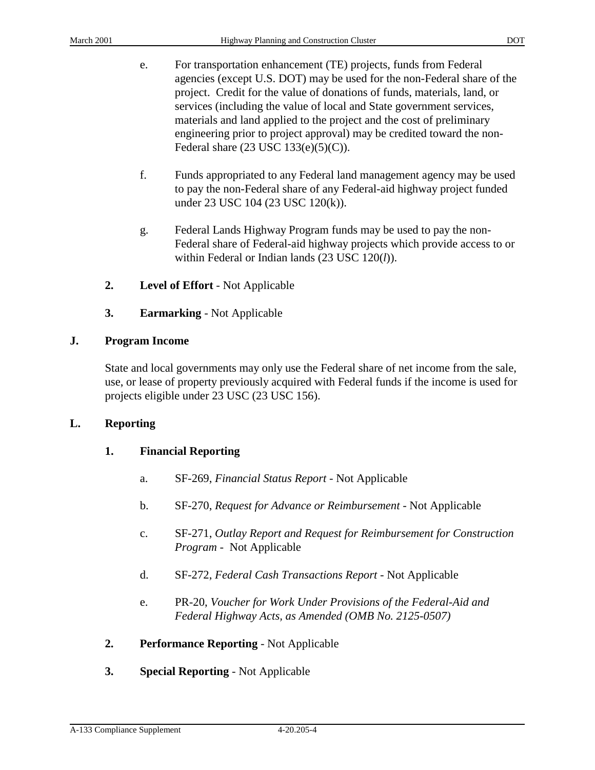e. For transportation enhancement (TE) projects, funds from Federal agencies (except U.S. DOT) may be used for the non-Federal share of the project. Credit for the value of donations of funds, materials, land, or services (including the value of local and State government services, materials and land applied to the project and the cost of preliminary engineering prior to project approval) may be credited toward the non-Federal share (23 USC 133(e)(5)(C)).

f. Funds appropriated to any Federal land management agency may be used to pay the non-Federal share of any Federal-aid highway project funded under 23 USC 104 (23 USC 120(k)).

g. Federal Lands Highway Program funds may be used to pay the non-Federal share of Federal-aid highway projects which provide access to or within Federal or Indian lands (23 USC 120(*l*)).

**2. Level of Effort** - Not Applicable

**3. Earmarking** - Not Applicable

## J. Program Income

State and local governments may only use the Federal share of net income from the sale, use, or lease of property previously acquired with Federal funds if the income is used for projects eligible under 23 USC (23 USC 156).

## L. Reporting

### 1. Financial Reporting

a. SF-269, *Financial Status Report* - Not Applicable

b. SF-270, *Request for Advance or Reimbursement* - Not Applicable

c. SF-271, *Outlay Report and Request for Reimbursement for Construction Program* - Not Applicable

d. SF-272, *Federal Cash Transactions Report* - Not Applicable

e. PR-20, *Voucher for Work Under Provisions of the Federal-Aid and Federal Highway Acts, as Amended (OMB No. 2125-0507)*

**2. Performance Reporting** - Not Applicable

**3. Special Reporting** - Not Applicable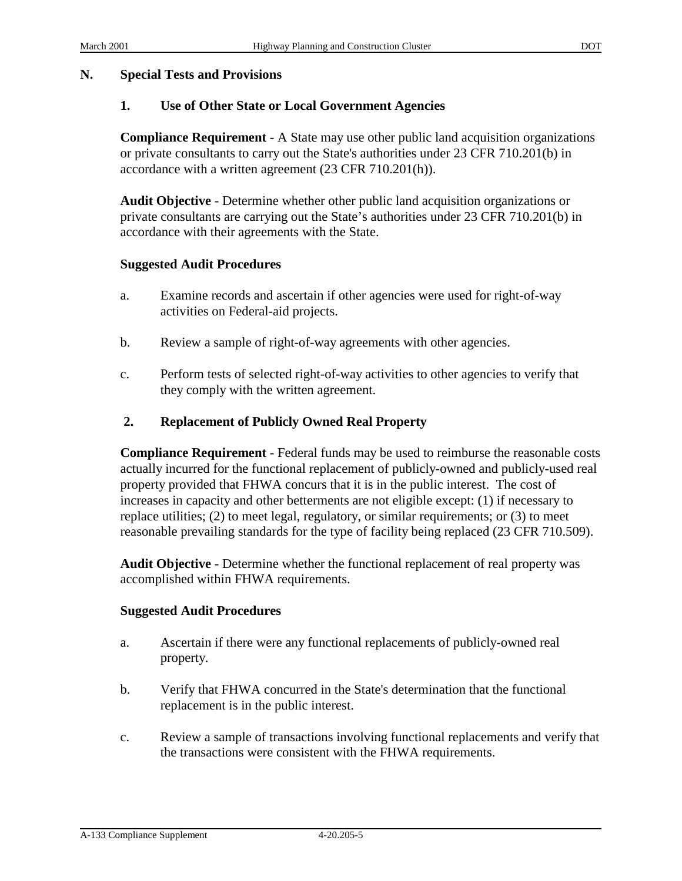## N. Special Tests and Provisions

### 1. Use of Other State or Local Government Agencies

**Compliance Requirement** - A State may use other public land acquisition organizations or private consultants to carry out the State's authorities under 23 CFR 710.201(b) in accordance with a written agreement (23 CFR 710.201(h)).

**Audit Objective** - Determine whether other public land acquisition organizations or private consultants are carrying out the State's authorities under 23 CFR 710.201(b) in accordance with their agreements with the State.

**Suggested Audit Procedures**

a. Examine records and ascertain if other agencies were used for right-of-way activities on Federal-aid projects.

b. Review a sample of right-of-way agreements with other agencies.

c. Perform tests of selected right-of-way activities to other agencies to verify that they comply with the written agreement.

### 2. Replacement of Publicly Owned Real Property

**Compliance Requirement** - Federal funds may be used to reimburse the reasonable costs actually incurred for the functional replacement of publicly-owned and publicly-used real property provided that FHWA concurs that it is in the public interest. The cost of increases in capacity and other betterments are not eligible except: (1) if necessary to replace utilities; (2) to meet legal, regulatory, or similar requirements; or (3) to meet reasonable prevailing standards for the type of facility being replaced (23 CFR 710.509).

**Audit Objective** - Determine whether the functional replacement of real property was accomplished within FHWA requirements.

**Suggested Audit Procedures**

a. Ascertain if there were any functional replacements of publicly-owned real property.

b. Verify that FHWA concurred in the State's determination that the functional replacement is in the public interest.

c. Review a sample of transactions involving functional replacements and verify that the transactions were consistent with the FHWA requirements.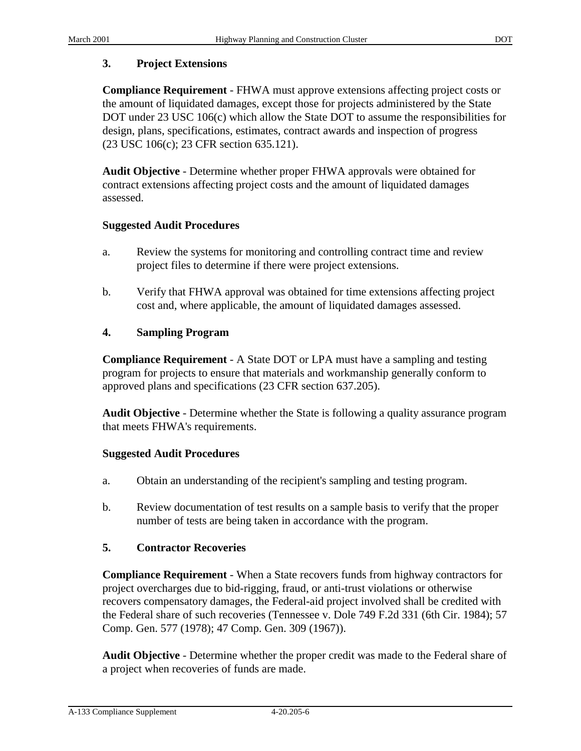### 3. Project Extensions

**Compliance Requirement** - FHWA must approve extensions affecting project costs or the amount of liquidated damages, except those for projects administered by the State DOT under 23 USC 106(c) which allow the State DOT to assume the responsibilities for design, plans, specifications, estimates, contract awards and inspection of progress (23 USC 106(c); 23 CFR section 635.121).

**Audit Objective** - Determine whether proper FHWA approvals were obtained for contract extensions affecting project costs and the amount of liquidated damages assessed.

**Suggested Audit Procedures**

a. Review the systems for monitoring and controlling contract time and review project files to determine if there were project extensions.

b. Verify that FHWA approval was obtained for time extensions affecting project cost and, where applicable, the amount of liquidated damages assessed.

### 4. Sampling Program

**Compliance Requirement** - A State DOT or LPA must have a sampling and testing program for projects to ensure that materials and workmanship generally conform to approved plans and specifications (23 CFR section 637.205).

**Audit Objective** - Determine whether the State is following a quality assurance program that meets FHWA's requirements.

**Suggested Audit Procedures**

a. Obtain an understanding of the recipient's sampling and testing program.

b. Review documentation of test results on a sample basis to verify that the proper number of tests are being taken in accordance with the program.

### 5. Contractor Recoveries

**Compliance Requirement** - When a State recovers funds from highway contractors for project overcharges due to bid-rigging, fraud, or anti-trust violations or otherwise recovers compensatory damages, the Federal-aid project involved shall be credited with the Federal share of such recoveries (Tennessee v. Dole 749 F.2d 331 (6th Cir. 1984); 57 Comp. Gen. 577 (1978); 47 Comp. Gen. 309 (1967)).

**Audit Objective** - Determine whether the proper credit was made to the Federal share of a project when recoveries of funds are made.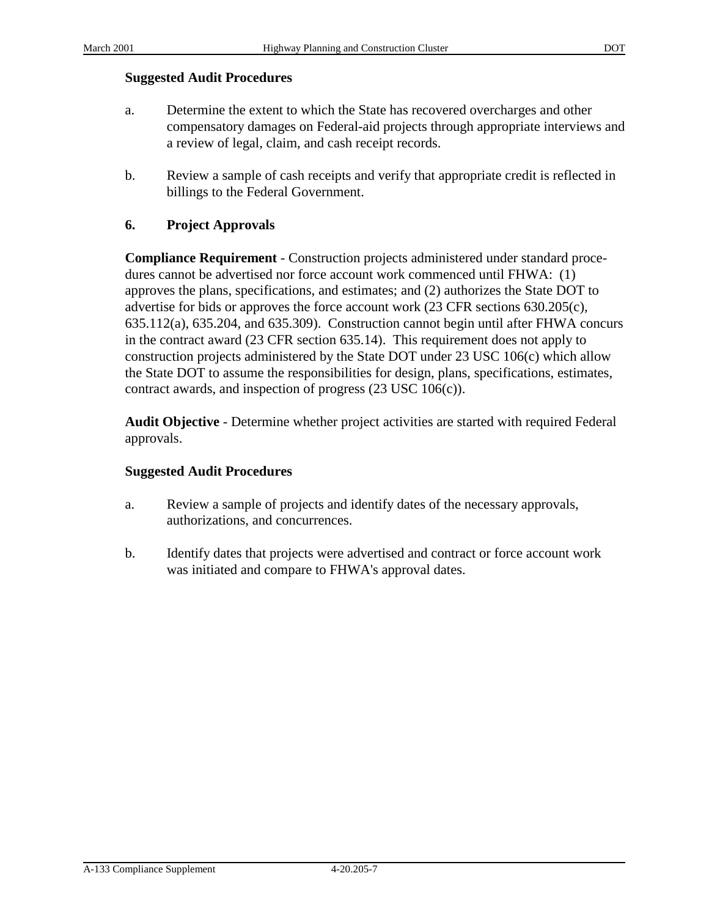**Suggested Audit Procedures**

a. Determine the extent to which the State has recovered overcharges and other compensatory damages on Federal-aid projects through appropriate interviews and a review of legal, claim, and cash receipt records.

b. Review a sample of cash receipts and verify that appropriate credit is reflected in billings to the Federal Government.

**6. Project Approvals**

**Compliance Requirement** - Construction projects administered under standard procedures cannot be advertised nor force account work commenced until FHWA: (1) approves the plans, specifications, and estimates; and (2) authorizes the State DOT to advertise for bids or approves the force account work (23 CFR sections 630.205(c), 635.112(a), 635.204, and 635.309). Construction cannot begin until after FHWA concurs in the contract award (23 CFR section 635.14). This requirement does not apply to construction projects administered by the State DOT under 23 USC 106(c) which allow the State DOT to assume the responsibilities for design, plans, specifications, estimates, contract awards, and inspection of progress (23 USC 106(c)).

**Audit Objective** - Determine whether project activities are started with required Federal approvals.

**Suggested Audit Procedures**

a. Review a sample of projects and identify dates of the necessary approvals, authorizations, and concurrences.

b. Identify dates that projects were advertised and contract or force account work was initiated and compare to FHWA's approval dates.